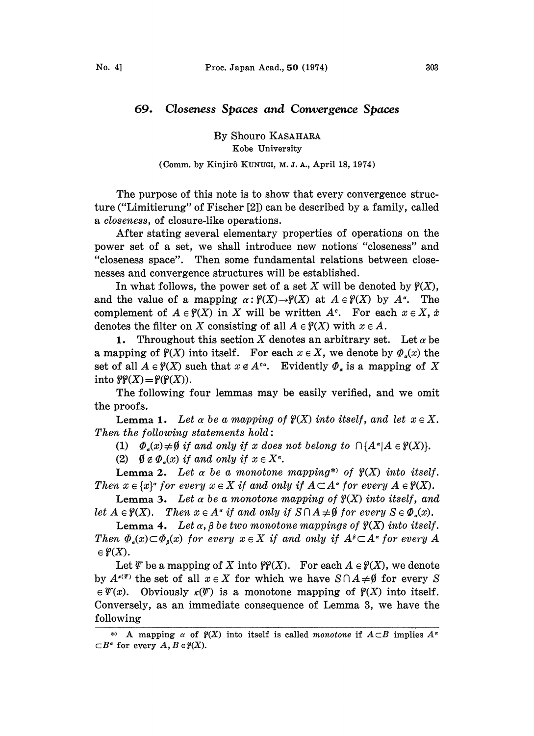# 69. Closeness Spaces and Convergence Spaces

By Shouro KASAHARA

Kobe University

(Comm. by Kinjirô KUNUGI, M. J. A., April 18, 1974)

The purpose of this note is to show that every convergence structure ("Limitierung" of Fischer [2]) can be described by a family, called a *closeness*, of closure-like operations.

After stating several elementary properties of operations on the power set of a set, we shall introduce new notions "closeness" and "closeness space". Then some fundamental relations between closenesses and convergence structures will be established.

In what follows, the power set of a set $X$ will be denoted by $\wp(X)$, and the value of a mapping $\alpha : \wp(X) \to \wp(X)$ at $A \in \wp(X)$ by $A^{\alpha}$. The complement of $A \in \wp(X)$ in $X$ will be written $A^{c}$. For each $x \in X$, $\dot{x}$ denotes the filter on $X$ consisting of all $A \in \wp(X)$ with $x \in A$.

**1.** Throughout this section $X$ denotes an arbitrary set. Let $\alpha$ be a mapping of $\wp(X)$ into itself. For each $x \in X$, we denote by $\Phi_{\alpha}(x)$ the set of all $A \in \wp(X)$ such that $x \notin A^{c\alpha}$. Evidently $\Phi_{\alpha}$ is a mapping of $X$ into $\wp\wp(X) = \wp(\wp(X))$.

The following four lemmas may be easily verified, and we omit the proofs.

**Lemma 1.** *Let $\alpha$ be a mapping of $\wp(X)$ into itself, and let $x \in X$. Then the following statements hold*:

(1) $\Phi_{\alpha}(x) \neq \emptyset$ *if and only if $x$ does not belong to* $\cap \{A^{\alpha} | A \in \wp(X)\}$.

(2) $\emptyset \notin \Phi_{\alpha}(x)$ *if and only if* $x \in X^{\alpha}$.

**Lemma 2.** *Let $\alpha$ be a monotone mapping*[*] *of $\wp(X)$ into itself. Then $x \in \{x\}^{\alpha}$ for every $x \in X$ if and only if $A \subset A^{\alpha}$ for every $A \in \wp(X)$.*

**Lemma 3.** *Let $\alpha$ be a monotone mapping of $\wp(X)$ into itself, and let $A \in \wp(X)$. Then $x \in A^{\alpha}$ if and only if $S \cap A \neq \emptyset$ for every $S \in \Phi_{\alpha}(x)$.*

**Lemma 4.** *Let $\alpha, \beta$ be two monotone mappings of $\wp(X)$ into itself. Then $\Phi_{\alpha}(x) \subset \Phi_{\beta}(x)$ for every $x \in X$ if and only if $A^{\beta} \subset A^{\alpha}$ for every $A \in \wp(X)$.*

Let $\Psi$ be a mapping of $X$ into $\wp\wp(X)$. For each $A \in \wp(X)$, we denote by $A^{\kappa(\Psi)}$ the set of all $x \in X$ for which we have $S \cap A \neq \emptyset$ for every $S \in \Psi(x)$. Obviously $\kappa(\Psi)$ is a monotone mapping of $\wp(X)$ into itself. Conversely, as an immediate consequence of Lemma 3, we have the following

[*] A mapping $\alpha$ of $\wp(X)$ into itself is called *monotone* if $A \subset B$ implies $A^{\alpha} \subset B^{\alpha}$ for every $A, B \in \wp(X)$.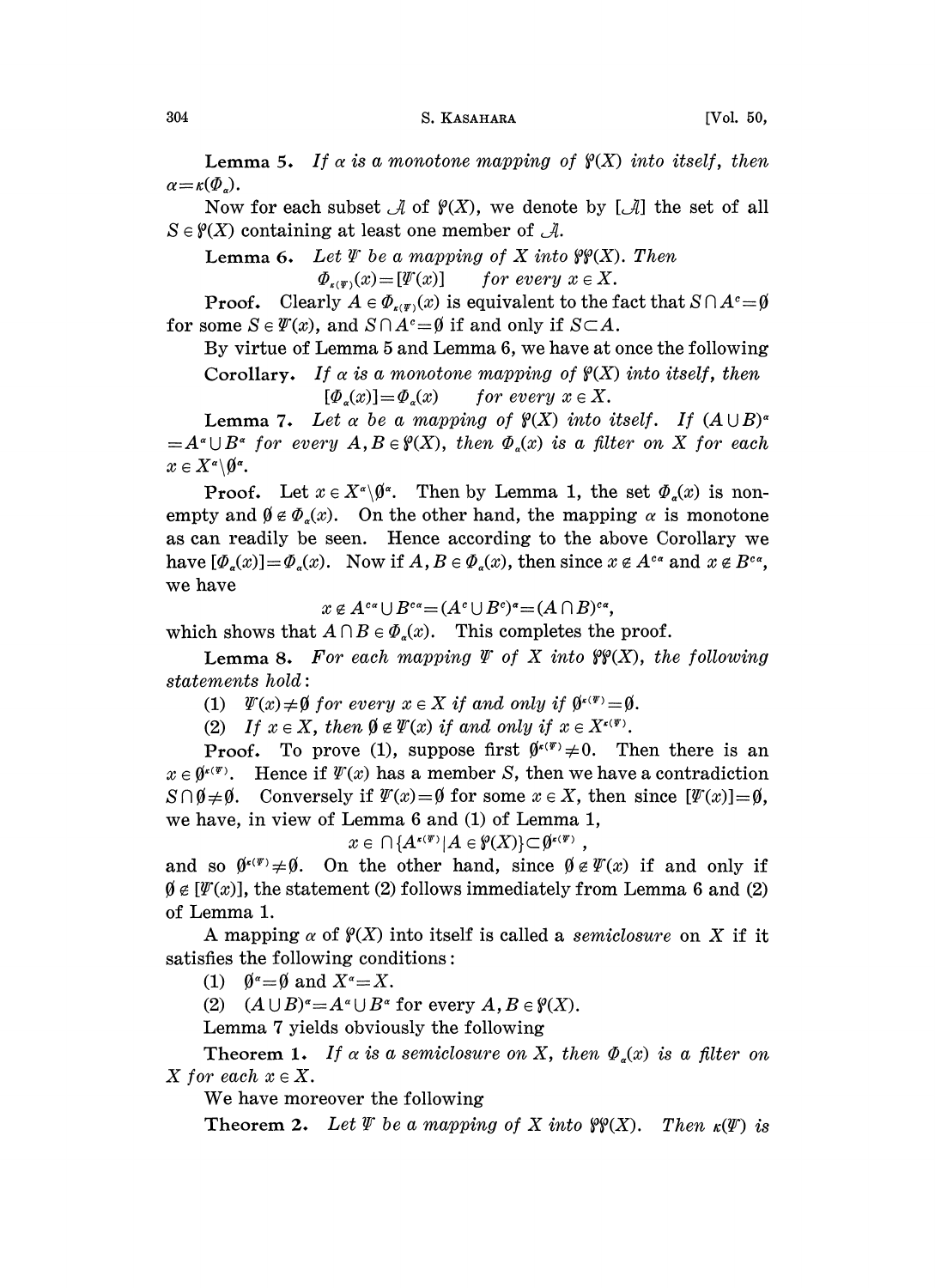**Lemma 5.** *If $\alpha$ is a monotone mapping of $\mathfrak{P}(X)$ into itself, then $\alpha=\kappa(\Phi_\alpha)$.*

Now for each subset $\mathcal{A}$ of $\mathfrak{P}(X)$, we denote by $[\mathcal{A}]$ the set of all $S\in\mathfrak{P}(X)$ containing at least one member of $\mathcal{A}$.

**Lemma 6.** *Let $\Psi$ be a mapping of $X$ into $\mathfrak{P}\mathfrak{P}(X)$. Then*

$$\Phi_{\kappa(\Psi)}(x)=[\Psi(x)] \qquad \textit{for every } x\in X.$$

**Proof.** Clearly $A\in\Phi_{\kappa(\Psi)}(x)$ is equivalent to the fact that $S\cap A^c=\emptyset$ for some $S\in\Psi(x)$, and $S\cap A^c=\emptyset$ if and only if $S\subset A$.

By virtue of Lemma 5 and Lemma 6, we have at once the following

**Corollary.** *If $\alpha$ is a monotone mapping of $\mathfrak{P}(X)$ into itself, then*

$$[\Phi_\alpha(x)]=\Phi_\alpha(x) \qquad \textit{for every } x\in X.$$

**Lemma 7.** *Let $\alpha$ be a mapping of $\mathfrak{P}(X)$ into itself. If $(A\cup B)^\alpha=A^\alpha\cup B^\alpha$ for every $A,B\in\mathfrak{P}(X)$, then $\Phi_\alpha(x)$ is a filter on $X$ for each $x\in X^\alpha\backslash\emptyset^\alpha$.*

**Proof.** Let $x\in X^\alpha\backslash\emptyset^\alpha$. Then by Lemma 1, the set $\Phi_\alpha(x)$ is non-empty and $\emptyset\notin\Phi_\alpha(x)$. On the other hand, the mapping $\alpha$ is monotone as can readily be seen. Hence according to the above Corollary we have $[\Phi_\alpha(x)]=\Phi_\alpha(x)$. Now if $A,B\in\Phi_\alpha(x)$, then since $x\notin A^{c\alpha}$ and $x\notin B^{c\alpha}$, we have

$$x\notin A^{c\alpha}\cup B^{c\alpha}=(A^c\cup B^c)^\alpha=(A\cap B)^{c\alpha},$$

which shows that $A\cap B\in\Phi_\alpha(x)$. This completes the proof.

**Lemma 8.** *For each mapping $\Psi$ of $X$ into $\mathfrak{P}\mathfrak{P}(X)$, the following statements hold:*

(1) *$\Psi(x)\neq\emptyset$ for every $x\in X$ if and only if $\emptyset^{\kappa(\Psi)}=\emptyset$.*

(2) *If $x\in X$, then $\emptyset\notin\Psi(x)$ if and only if $x\in X^{\kappa(\Psi)}$.*

**Proof.** To prove (1), suppose first $\emptyset^{\kappa(\Psi)}\neq 0$. Then there is an $x\in\emptyset^{\kappa(\Psi)}$. Hence if $\Psi(x)$ has a member $S$, then we have a contradiction $S\cap\emptyset\neq\emptyset$. Conversely if $\Psi(x)=\emptyset$ for some $x\in X$, then since $[\Psi(x)]=\emptyset$, we have, in view of Lemma 6 and (1) of Lemma 1,

$$x\in\cap\{A^{\kappa(\Psi)}\,|\,A\in\mathfrak{P}(X)\}\subset\emptyset^{\kappa(\Psi)},$$

and so $\emptyset^{\kappa(\Psi)}\neq\emptyset$. On the other hand, since $\emptyset\notin\Psi(x)$ if and only if $\emptyset\notin[\Psi(x)]$, the statement (2) follows immediately from Lemma 6 and (2) of Lemma 1.

A mapping $\alpha$ of $\mathfrak{P}(X)$ into itself is called a *semiclosure* on $X$ if it satisfies the following conditions:

(1) $\emptyset^\alpha=\emptyset$ and $X^\alpha=X$.

(2) $(A\cup B)^\alpha=A^\alpha\cup B^\alpha$ for every $A,B\in\mathfrak{P}(X)$.

Lemma 7 yields obviously the following

**Theorem 1.** *If $\alpha$ is a semiclosure on $X$, then $\Phi_\alpha(x)$ is a filter on $X$ for each $x\in X$.*

We have moreover the following

**Theorem 2.** *Let $\Psi$ be a mapping of $X$ into $\mathfrak{P}\mathfrak{P}(X)$. Then $\kappa(\Psi)$ is*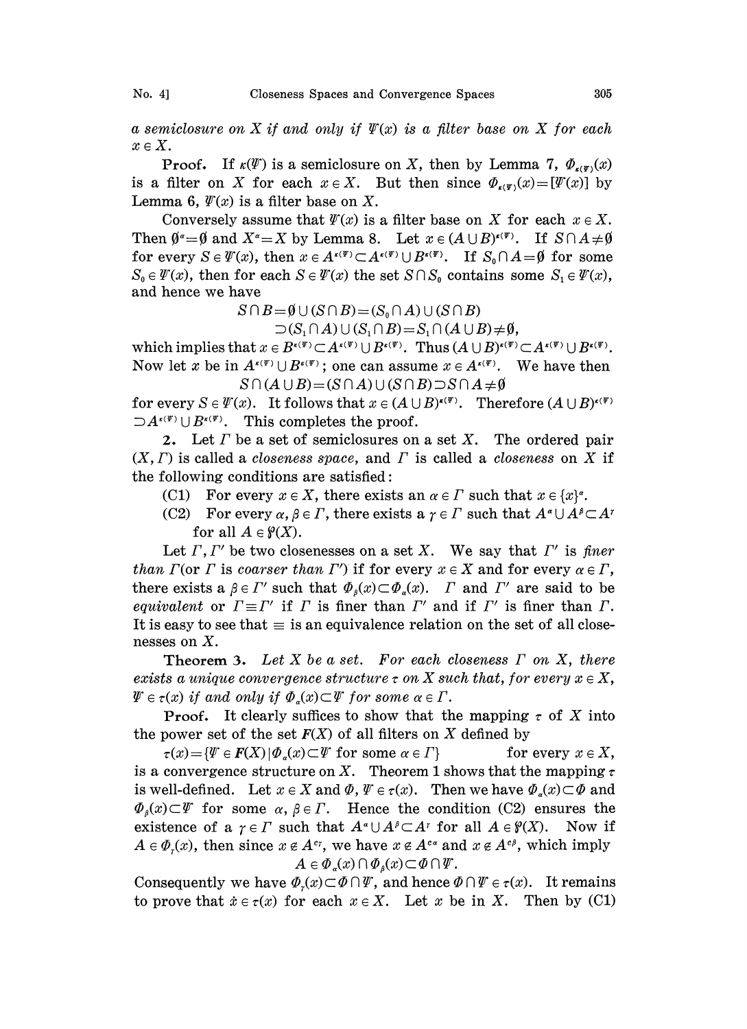*a semiclosure on X if and only if $\Psi(x)$ is a filter base on X for each $x \in X$.*

**Proof.** If $\kappa(\Psi)$ is a semiclosure on $X$, then by Lemma 7, $\Phi_{\kappa(\Psi)}(x)$ is a filter on $X$ for each $x \in X$. But then since $\Phi_{\kappa(\Psi)}(x) = [\Psi(x)]$ by Lemma 6, $\Psi(x)$ is a filter base on $X$.

Conversely assume that $\Psi(x)$ is a filter base on $X$ for each $x \in X$. Then $\emptyset^{\alpha} = \emptyset$ and $X^{\alpha} = X$ by Lemma 8. Let $x \in (A \cup B)^{\kappa(\Psi)}$. If $S \cap A \neq \emptyset$ for every $S \in \Psi(x)$, then $x \in A^{\kappa(\Psi)} \subset A^{\kappa(\Psi)} \cup B^{\kappa(\Psi)}$. If $S_0 \cap A = \emptyset$ for some $S_0 \in \Psi(x)$, then for each $S \in \Psi(x)$ the set $S \cap S_0$ contains some $S_1 \in \Psi(x)$, and hence we have

$$S \cap B = \emptyset \cup (S \cap B) = (S_0 \cap A) \cup (S \cap B)$$
$$\supset (S_1 \cap A) \cup (S_1 \cap B) = S_1 \cap (A \cup B) \neq \emptyset,$$

which implies that $x \in B^{\kappa(\Psi)} \subset A^{\kappa(\Psi)} \cup B^{\kappa(\Psi)}$. Thus $(A \cup B)^{\kappa(\Psi)} \subset A^{\kappa(\Psi)} \cup B^{\kappa(\Psi)}$. Now let $x$ be in $A^{\kappa(\Psi)} \cup B^{\kappa(\Psi)}$; one can assume $x \in A^{\kappa(\Psi)}$. We have then

$$S \cap (A \cup B) = (S \cap A) \cup (S \cap B) \supset S \cap A \neq \emptyset$$

for every $S \in \Psi(x)$. It follows that $x \in (A \cup B)^{\kappa(\Psi)}$. Therefore $(A \cup B)^{\kappa(\Psi)} \supset A^{\kappa(\Psi)} \cup B^{\kappa(\Psi)}$. This completes the proof.

**2.** Let $\Gamma$ be a set of semiclosures on a set $X$. The ordered pair $(X, \Gamma)$ is called a *closeness space*, and $\Gamma$ is called a *closeness* on $X$ if the following conditions are satisfied:

(C1) For every $x \in X$, there exists an $\alpha \in \Gamma$ such that $x \in \{x\}^{\alpha}$.

(C2) For every $\alpha, \beta \in \Gamma$, there exists a $\gamma \in \Gamma$ such that $A^{\alpha} \cup A^{\beta} \subset A^{\gamma}$ for all $A \in \mathfrak{P}(X)$.

Let $\Gamma, \Gamma'$ be two closenesses on a set $X$. We say that $\Gamma'$ is *finer than* $\Gamma$ (or $\Gamma$ is *coarser than* $\Gamma'$) if for every $x \in X$ and for every $\alpha \in \Gamma$, there exists a $\beta \in \Gamma'$ such that $\Phi_{\beta}(x) \subset \Phi_{\alpha}(x)$. $\Gamma$ and $\Gamma'$ are said to be *equivalent* or $\Gamma \equiv \Gamma'$ if $\Gamma$ is finer than $\Gamma'$ and if $\Gamma'$ is finer than $\Gamma$. It is easy to see that $\equiv$ is an equivalence relation on the set of all closenesses on $X$.

**Theorem 3.** *Let X be a set. For each closeness $\Gamma$ on X, there exists a unique convergence structure $\tau$ on X such that, for every $x \in X$, $\Psi \in \tau(x)$ if and only if $\Phi_{\alpha}(x) \subset \Psi$ for some $\alpha \in \Gamma$.*

**Proof.** It clearly suffices to show that the mapping $\tau$ of $X$ into the power set of the set $F(X)$ of all filters on $X$ defined by

$$\tau(x) = \{\Psi \in F(X) \mid \Phi_{\alpha}(x) \subset \Psi \text{ for some } \alpha \in \Gamma\} \qquad \text{for every } x \in X,$$

is a convergence structure on $X$. Theorem 1 shows that the mapping $\tau$ is well-defined. Let $x \in X$ and $\Phi, \Psi \in \tau(x)$. Then we have $\Phi_{\alpha}(x) \subset \Phi$ and $\Phi_{\beta}(x) \subset \Psi$ for some $\alpha, \beta \in \Gamma$. Hence the condition (C2) ensures the existence of a $\gamma \in \Gamma$ such that $A^{\alpha} \cup A^{\beta} \subset A^{\gamma}$ for all $A \in \mathfrak{P}(X)$. Now if $A \in \Phi_{\gamma}(x)$, then since $x \notin A^{c\gamma}$, we have $x \notin A^{c\alpha}$ and $x \notin A^{c\beta}$, which imply

$$A \in \Phi_{\alpha}(x) \cap \Phi_{\beta}(x) \subset \Phi \cap \Psi.$$

Consequently we have $\Phi_{\gamma}(x) \subset \Phi \cap \Psi$, and hence $\Phi \cap \Psi \in \tau(x)$. It remains to prove that $\dot{x} \in \tau(x)$ for each $x \in X$. Let $x$ be in $X$. Then by (C1)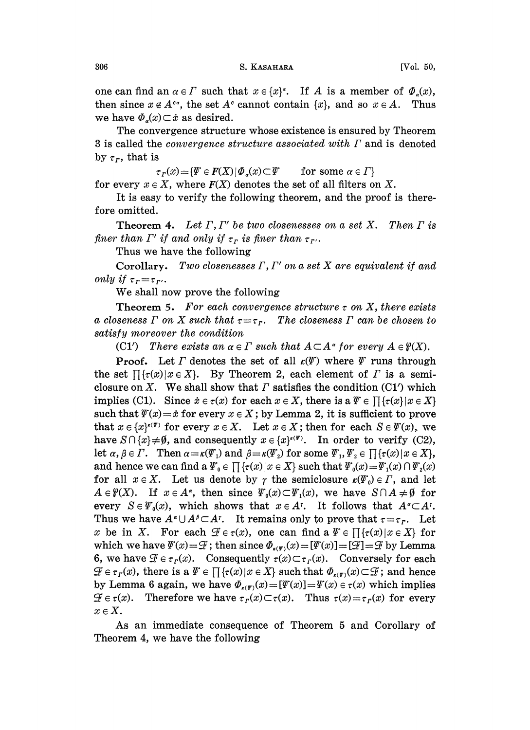one can find an $\alpha \in \Gamma$ such that $x \in \{x\}^{\alpha}$. If $A$ is a member of $\Phi_{\alpha}(x)$, then since $x \notin A^{c\alpha}$, the set $A^{c}$ cannot contain $\{x\}$, and so $x \in A$. Thus we have $\Phi_{\alpha}(x) \subset \dot{x}$ as desired.

The convergence structure whose existence is ensured by Theorem 3 is called the *convergence structure associated with* $\Gamma$ and is denoted by $\tau_{\Gamma}$, that is

$$\tau_{\Gamma}(x) = \{\Psi \in \boldsymbol{F}(X) \mid \Phi_{\alpha}(x) \subset \Psi \qquad \text{for some } \alpha \in \Gamma\}$$

for every $x \in X$, where $\boldsymbol{F}(X)$ denotes the set of all filters on $X$.

It is easy to verify the following theorem, and the proof is therefore omitted.

**Theorem 4.** *Let $\Gamma, \Gamma'$ be two closenesses on a set $X$. Then $\Gamma$ is finer than $\Gamma'$ if and only if $\tau_{\Gamma}$ is finer than $\tau_{\Gamma'}$.*

Thus we have the following

**Corollary.** *Two closenesses $\Gamma, \Gamma'$ on a set $X$ are equivalent if and only if $\tau_{\Gamma} = \tau_{\Gamma'}$.*

We shall now prove the following

**Theorem 5.** *For each convergence structure $\tau$ on $X$, there exists a closeness $\Gamma$ on $X$ such that $\tau = \tau_{\Gamma}$. The closeness $\Gamma$ can be chosen to satisfy moreover the condition*

(C1′) *There exists an $\alpha \in \Gamma$ such that $A \subset A^{\alpha}$ for every $A \in \wp(X)$.*

**Proof.** Let $\Gamma$ denotes the set of all $\kappa(\Psi)$ where $\Psi$ runs through the set $\prod\{\tau(x) \mid x \in X\}$. By Theorem 2, each element of $\Gamma$ is a semiclosure on $X$. We shall show that $\Gamma$ satisfies the condition (C1′) which implies (C1). Since $\dot{x} \in \tau(x)$ for each $x \in X$, there is a $\Psi \in \prod\{\tau(x) \mid x \in X\}$ such that $\Psi(x) = \dot{x}$ for every $x \in X$; by Lemma 2, it is sufficient to prove that $x \in \{x\}^{\kappa(\Psi)}$ for every $x \in X$. Let $x \in X$; then for each $S \in \Psi(x)$, we have $S \cap \{x\} \neq \emptyset$, and consequently $x \in \{x\}^{\kappa(\Psi)}$. In order to verify (C2), let $\alpha, \beta \in \Gamma$. Then $\alpha = \kappa(\Psi_1)$ and $\beta = \kappa(\Psi_2)$ for some $\Psi_1, \Psi_2 \in \prod\{\tau(x) \mid x \in X\}$, and hence we can find a $\Psi_0 \in \prod\{\tau(x) \mid x \in X\}$ such that $\Psi_0(x) = \Psi_1(x) \cap \Psi_2(x)$ for all $x \in X$. Let us denote by $\gamma$ the semiclosure $\kappa(\Psi_0) \in \Gamma$, and let $A \in \wp(X)$. If $x \in A^{\alpha}$, then since $\Psi_0(x) \subset \Psi_1(x)$, we have $S \cap A \neq \emptyset$ for every $S \in \Psi_0(x)$, which shows that $x \in A^{\gamma}$. It follows that $A^{\alpha} \subset A^{\gamma}$. Thus we have $A^{\alpha} \cup A^{\beta} \subset A^{\gamma}$. It remains only to prove that $\tau = \tau_{\Gamma}$. Let $x$ be in $X$. For each $\mathcal{F} \in \tau(x)$, one can find a $\Psi \in \prod\{\tau(x) \mid x \in X\}$ for which we have $\Psi(x) = \mathcal{F}$; then since $\Phi_{\kappa(\Psi)}(x) = [\Psi(x)] = [\mathcal{F}] = \mathcal{F}$ by Lemma 6, we have $\mathcal{F} \in \tau_{\Gamma}(x)$. Consequently $\tau(x) \subset \tau_{\Gamma}(x)$. Conversely for each $\mathcal{F} \in \tau_{\Gamma}(x)$, there is a $\Psi \in \prod\{\tau(x) \mid x \in X\}$ such that $\Phi_{\kappa(\Psi)}(x) \subset \mathcal{F}$; and hence by Lemma 6 again, we have $\Phi_{\kappa(\Psi)}(x) = [\Psi(x)] = \Psi(x) \in \tau(x)$ which implies $\mathcal{F} \in \tau(x)$. Therefore we have $\tau_{\Gamma}(x) \subset \tau(x)$. Thus $\tau(x) = \tau_{\Gamma}(x)$ for every $x \in X$.

As an immediate consequence of Theorem 5 and Corollary of Theorem 4, we have the following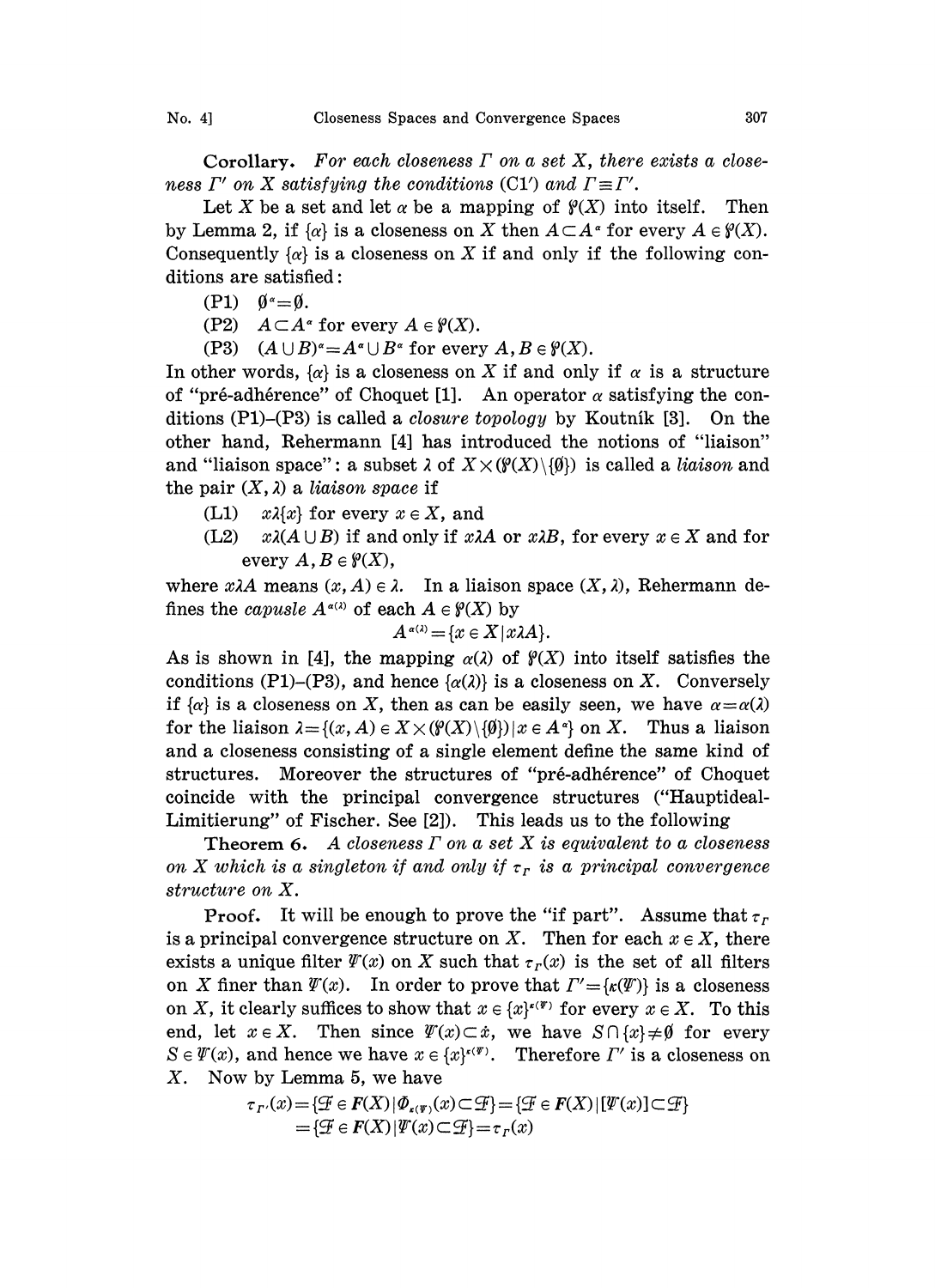**Corollary.** *For each closeness $\Gamma$ on a set $X$, there exists a closeness $\Gamma'$ on $X$ satisfying the conditions* (C1′) *and $\Gamma \equiv \Gamma'$.*

Let $X$ be a set and let $\alpha$ be a mapping of $\wp(X)$ into itself. Then by Lemma 2, if $\{\alpha\}$ is a closeness on $X$ then $A \subset A^{\alpha}$ for every $A \in \wp(X)$. Consequently $\{\alpha\}$ is a closeness on $X$ if and only if the following conditions are satisfied:

(P1) $\emptyset^{\alpha} = \emptyset$.

(P2) $A \subset A^{\alpha}$ for every $A \in \wp(X)$.

(P3) $(A \cup B)^{\alpha} = A^{\alpha} \cup B^{\alpha}$ for every $A, B \in \wp(X)$.

In other words, $\{\alpha\}$ is a closeness on $X$ if and only if $\alpha$ is a structure of "pré-adhérence" of Choquet [1]. An operator $\alpha$ satisfying the conditions (P1)–(P3) is called a *closure topology* by Koutník [3]. On the other hand, Rehermann [4] has introduced the notions of "liaison" and "liaison space": a subset $\lambda$ of $X \times (\wp(X) \setminus \{\emptyset\})$ is called a *liaison* and the pair $(X, \lambda)$ a *liaison space* if

(L1) $x\lambda\{x\}$ for every $x \in X$, and

(L2) $x\lambda(A \cup B)$ if and only if $x\lambda A$ or $x\lambda B$, for every $x \in X$ and for every $A, B \in \wp(X)$,

where $x\lambda A$ means $(x, A) \in \lambda$. In a liaison space $(X, \lambda)$, Rehermann defines the *capusle* $A^{\alpha(\lambda)}$ of each $A \in \wp(X)$ by

$$A^{\alpha(\lambda)} = \{x \in X \mid x\lambda A\}.$$

As is shown in [4], the mapping $\alpha(\lambda)$ of $\wp(X)$ into itself satisfies the conditions (P1)–(P3), and hence $\{\alpha(\lambda)\}$ is a closeness on $X$. Conversely if $\{\alpha\}$ is a closeness on $X$, then as can be easily seen, we have $\alpha = \alpha(\lambda)$ for the liaison $\lambda = \{(x, A) \in X \times (\wp(X) \setminus \{\emptyset\}) \mid x \in A^{\alpha}\}$ on $X$. Thus a liaison and a closeness consisting of a single element define the same kind of structures. Moreover the structures of "pré-adhérence" of Choquet coincide with the principal convergence structures ("Hauptideal-Limitierung" of Fischer. See [2]). This leads us to the following

**Theorem 6.** *A closeness $\Gamma$ on a set $X$ is equivalent to a closeness on $X$ which is a singleton if and only if $\tau_{\Gamma}$ is a principal convergence structure on $X$.*

**Proof.** It will be enough to prove the "if part". Assume that $\tau_{\Gamma}$ is a principal convergence structure on $X$. Then for each $x \in X$, there exists a unique filter $\Psi(x)$ on $X$ such that $\tau_{\Gamma}(x)$ is the set of all filters on $X$ finer than $\Psi(x)$. In order to prove that $\Gamma' = \{\kappa(\Psi)\}$ is a closeness on $X$, it clearly suffices to show that $x \in \{x\}^{\kappa(\Psi)}$ for every $x \in X$. To this end, let $x \in X$. Then since $\Psi(x) \subset \dot{x}$, we have $S \cap \{x\} \neq \emptyset$ for every $S \in \Psi(x)$, and hence we have $x \in \{x\}^{\kappa(\Psi)}$. Therefore $\Gamma'$ is a closeness on $X$. Now by Lemma 5, we have

$$\begin{aligned}\tau_{\Gamma'}(x) &= \{\mathcal{F} \in \boldsymbol{F}(X) \mid \Phi_{\kappa(\Psi)}(x) \subset \mathcal{F}\} = \{\mathcal{F} \in \boldsymbol{F}(X) \mid [\Psi(x)] \subset \mathcal{F}\} \\ &= \{\mathcal{F} \in \boldsymbol{F}(X) \mid \Psi(x) \subset \mathcal{F}\} = \tau_{\Gamma}(x)\end{aligned}$$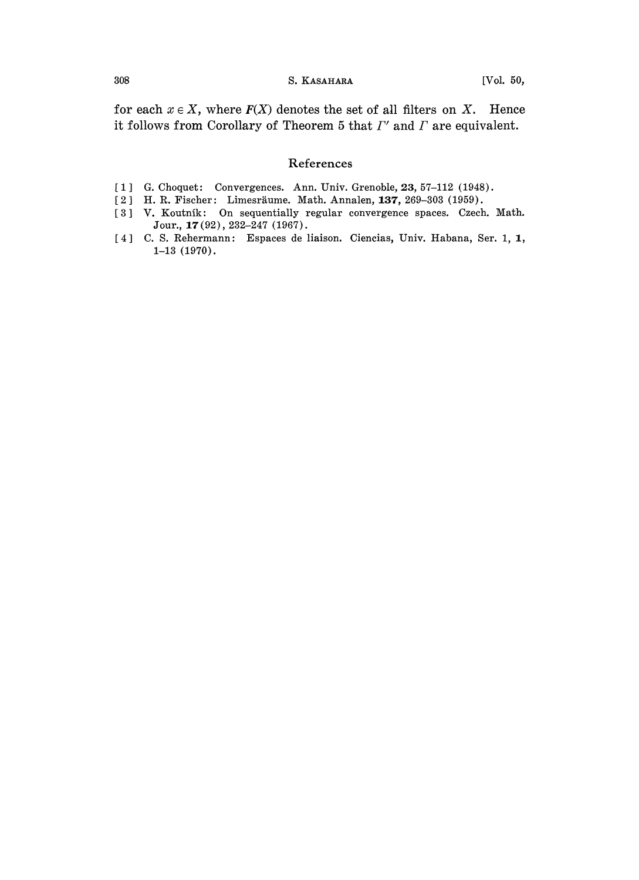for each $x \in X$, where $\boldsymbol{F}(X)$ denotes the set of all filters on $X$. Hence it follows from Corollary of Theorem 5 that $\Gamma'$ and $\Gamma$ are equivalent.

## References

[1] G. Choquet: Convergences. Ann. Univ. Grenoble, **23**, 57–112 (1948).

[2] H. R. Fischer: Limesräume. Math. Annalen, **137**, 269–303 (1959).

[3] V. Koutník: On sequentially regular convergence spaces. Czech. Math. Jour., **17** (92), 232–247 (1967).

[4] C. S. Rehermann: Espaces de liaison. Ciencias, Univ. Habana, Ser. 1, **1**, 1–13 (1970).